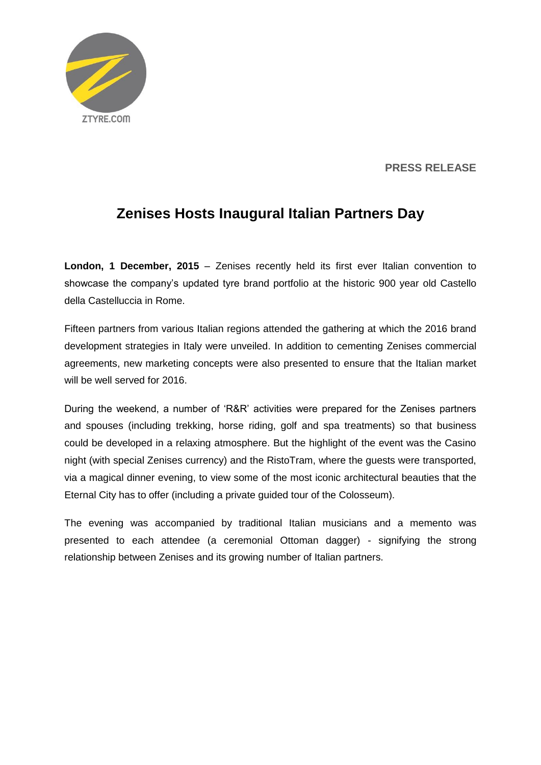ZTYRE.COM

**PRESS RELEASE**

# Zenises Hosts Inaugural Italian Partners Day

**London, 1 December, 2015** – Zenises recently held its first ever Italian convention to showcase the company's updated tyre brand portfolio at the historic 900 year old Castello della Castelluccia in Rome.

Fifteen partners from various Italian regions attended the gathering at which the 2016 brand development strategies in Italy were unveiled. In addition to cementing Zenises commercial agreements, new marketing concepts were also presented to ensure that the Italian market will be well served for 2016.

During the weekend, a number of 'R&R' activities were prepared for the Zenises partners and spouses (including trekking, horse riding, golf and spa treatments) so that business could be developed in a relaxing atmosphere. But the highlight of the event was the Casino night (with special Zenises currency) and the RistoTram, where the guests were transported, via a magical dinner evening, to view some of the most iconic architectural beauties that the Eternal City has to offer (including a private guided tour of the Colosseum).

The evening was accompanied by traditional Italian musicians and a memento was presented to each attendee (a ceremonial Ottoman dagger) - signifying the strong relationship between Zenises and its growing number of Italian partners.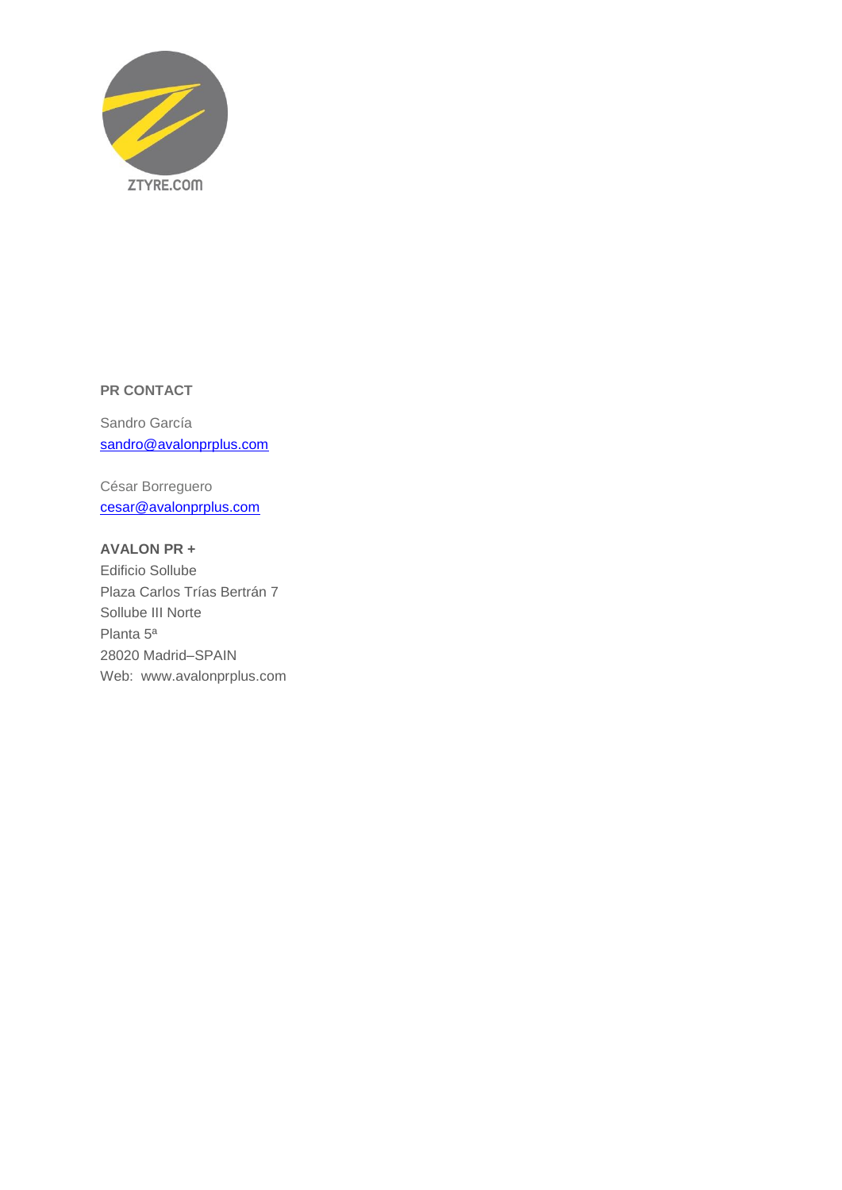ZTYRE.COM

**PR CONTACT**

Sandro García
sandro@avalonprplus.com

César Borreguero
cesar@avalonprplus.com

**AVALON PR +**
Edificio Sollube
Plaza Carlos Trías Bertrán 7
Sollube III Norte
Planta 5ª
28020 Madrid–SPAIN
Web: www.avalonprplus.com